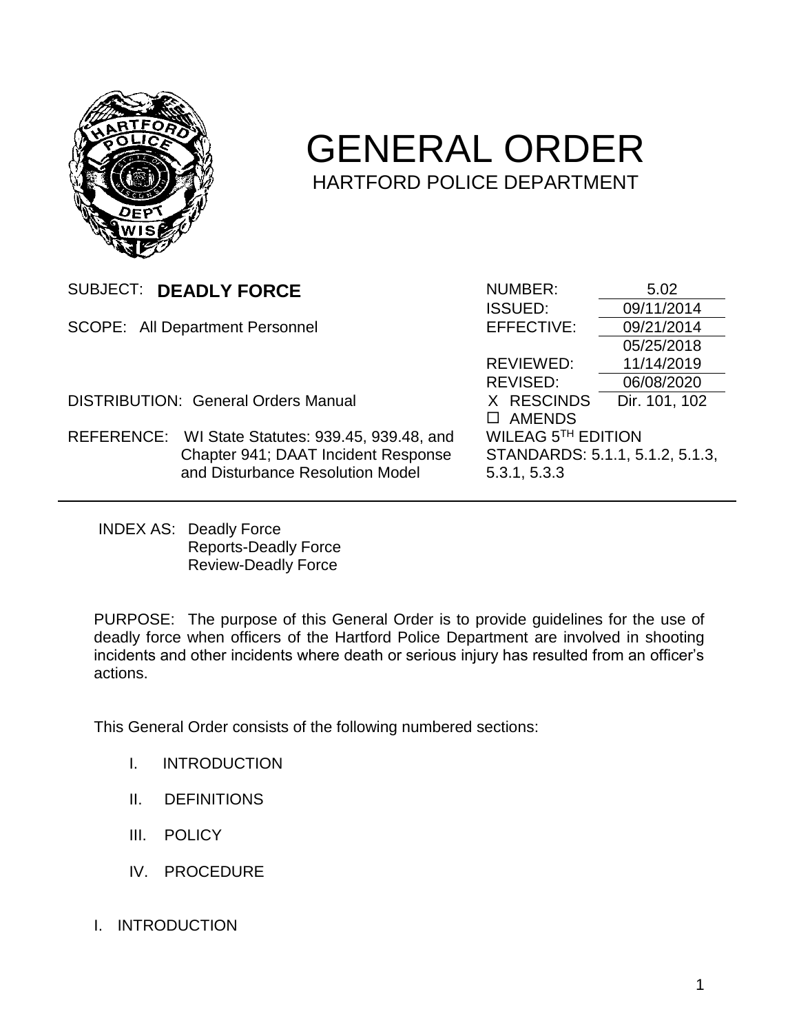# GENERAL ORDER

HARTFORD POLICE DEPARTMENT

| | | | |
|---|---|---|---|
| SUBJECT: **DEADLY FORCE** | | NUMBER: | 5.02 |
| | | ISSUED: | 09/11/2014 |
| SCOPE: All Department Personnel | | EFFECTIVE: | 09/21/2014 |
| | | | 05/25/2018 |
| | | REVIEWED: | 11/14/2019 |
| | | REVISED: | 06/08/2020 |
| DISTRIBUTION: General Orders Manual | | X RESCINDS | Dir. 101, 102 |
| | | ☐ AMENDS | |
| REFERENCE: | WI State Statutes: 939.45, 939.48, and Chapter 941; DAAT Incident Response and Disturbance Resolution Model | WILEAG 5TH EDITION STANDARDS: 5.1.1, 5.1.2, 5.1.3, 5.3.1, 5.3.3 | |

INDEX AS: Deadly Force
Reports-Deadly Force
Review-Deadly Force

PURPOSE: The purpose of this General Order is to provide guidelines for the use of deadly force when officers of the Hartford Police Department are involved in shooting incidents and other incidents where death or serious injury has resulted from an officer's actions.

This General Order consists of the following numbered sections:

I. INTRODUCTION

II. DEFINITIONS

III. POLICY

IV. PROCEDURE

## I. INTRODUCTION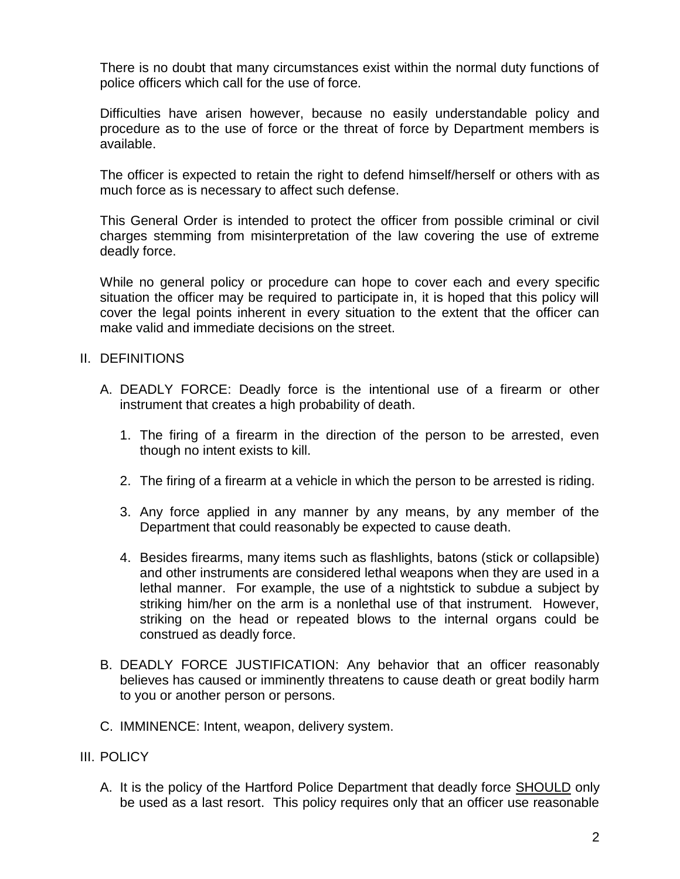There is no doubt that many circumstances exist within the normal duty functions of police officers which call for the use of force.

Difficulties have arisen however, because no easily understandable policy and procedure as to the use of force or the threat of force by Department members is available.

The officer is expected to retain the right to defend himself/herself or others with as much force as is necessary to affect such defense.

This General Order is intended to protect the officer from possible criminal or civil charges stemming from misinterpretation of the law covering the use of extreme deadly force.

While no general policy or procedure can hope to cover each and every specific situation the officer may be required to participate in, it is hoped that this policy will cover the legal points inherent in every situation to the extent that the officer can make valid and immediate decisions on the street.

## II. DEFINITIONS

A. DEADLY FORCE: Deadly force is the intentional use of a firearm or other instrument that creates a high probability of death.

1. The firing of a firearm in the direction of the person to be arrested, even though no intent exists to kill.

2. The firing of a firearm at a vehicle in which the person to be arrested is riding.

3. Any force applied in any manner by any means, by any member of the Department that could reasonably be expected to cause death.

4. Besides firearms, many items such as flashlights, batons (stick or collapsible) and other instruments are considered lethal weapons when they are used in a lethal manner. For example, the use of a nightstick to subdue a subject by striking him/her on the arm is a nonlethal use of that instrument. However, striking on the head or repeated blows to the internal organs could be construed as deadly force.

B. DEADLY FORCE JUSTIFICATION: Any behavior that an officer reasonably believes has caused or imminently threatens to cause death or great bodily harm to you or another person or persons.

C. IMMINENCE: Intent, weapon, delivery system.

## III. POLICY

A. It is the policy of the Hartford Police Department that deadly force SHOULD only be used as a last resort. This policy requires only that an officer use reasonable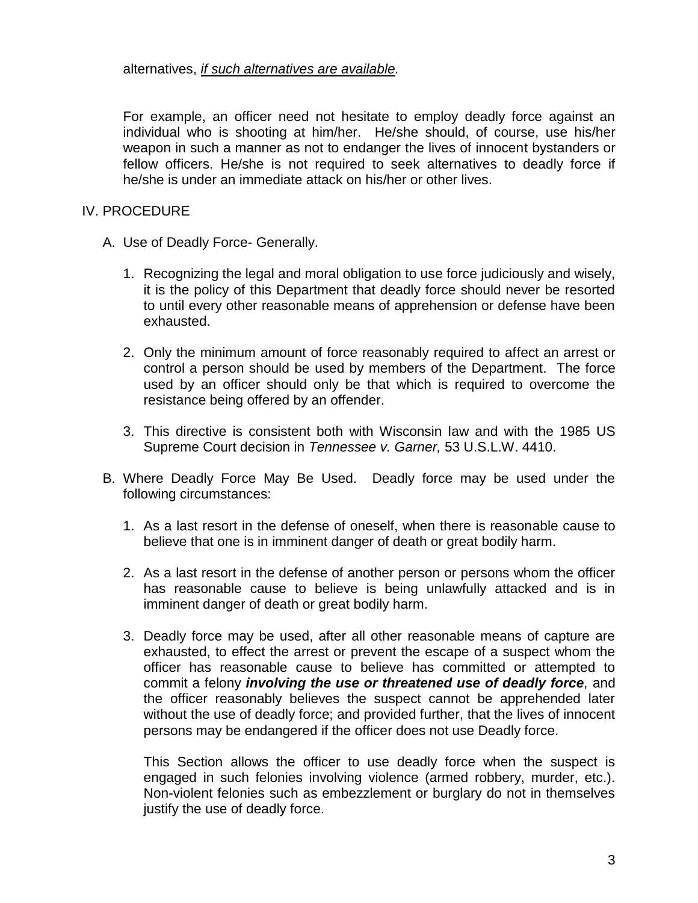alternatives, ***if such alternatives are available.***

For example, an officer need not hesitate to employ deadly force against an individual who is shooting at him/her. He/she should, of course, use his/her weapon in such a manner as not to endanger the lives of innocent bystanders or fellow officers. He/she is not required to seek alternatives to deadly force if he/she is under an immediate attack on his/her or other lives.

## IV. PROCEDURE

### A. Use of Deadly Force- Generally.

1. Recognizing the legal and moral obligation to use force judiciously and wisely, it is the policy of this Department that deadly force should never be resorted to until every other reasonable means of apprehension or defense have been exhausted.

2. Only the minimum amount of force reasonably required to affect an arrest or control a person should be used by members of the Department. The force used by an officer should only be that which is required to overcome the resistance being offered by an offender.

3. This directive is consistent both with Wisconsin law and with the 1985 US Supreme Court decision in *Tennessee v. Garner,* 53 U.S.L.W. 4410.

### B. Where Deadly Force May Be Used. Deadly force may be used under the following circumstances:

1. As a last resort in the defense of oneself, when there is reasonable cause to believe that one is in imminent danger of death or great bodily harm.

2. As a last resort in the defense of another person or persons whom the officer has reasonable cause to believe is being unlawfully attacked and is in imminent danger of death or great bodily harm.

3. Deadly force may be used, after all other reasonable means of capture are exhausted, to effect the arrest or prevent the escape of a suspect whom the officer has reasonable cause to believe has committed or attempted to commit a felony ***involving the use or threatened use of deadly force**,* and the officer reasonably believes the suspect cannot be apprehended later without the use of deadly force; and provided further, that the lives of innocent persons may be endangered if the officer does not use Deadly force.

   This Section allows the officer to use deadly force when the suspect is engaged in such felonies involving violence (armed robbery, murder, etc.). Non-violent felonies such as embezzlement or burglary do not in themselves justify the use of deadly force.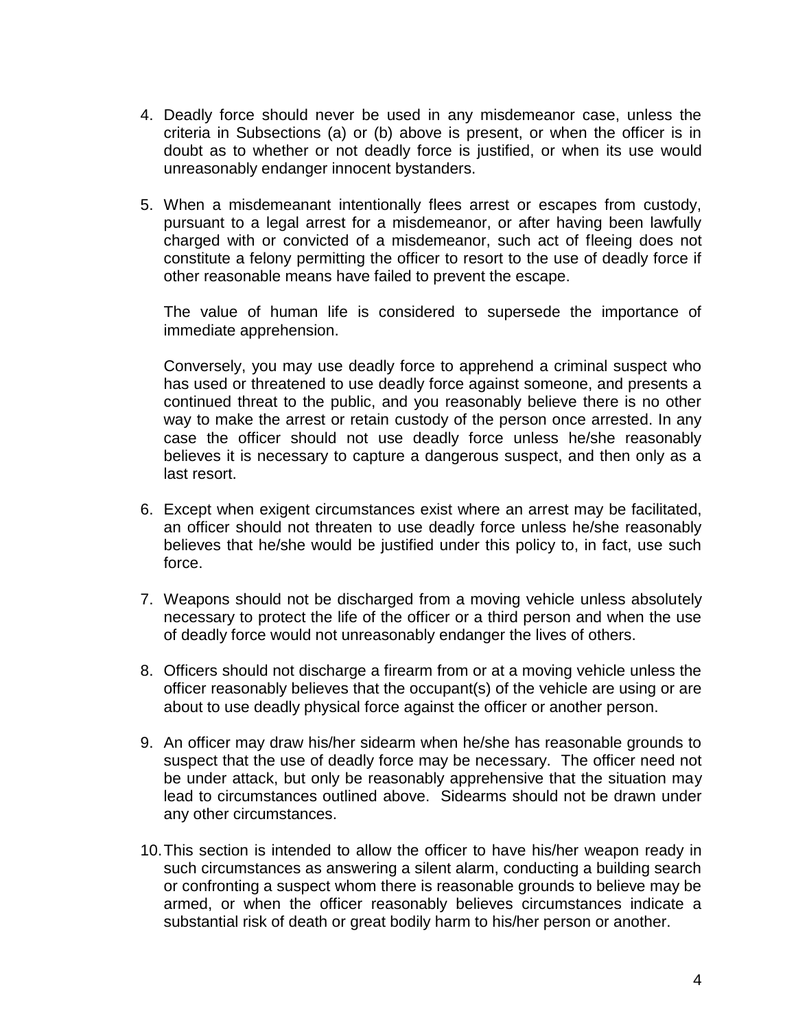4. Deadly force should never be used in any misdemeanor case, unless the criteria in Subsections (a) or (b) above is present, or when the officer is in doubt as to whether or not deadly force is justified, or when its use would unreasonably endanger innocent bystanders.

5. When a misdemeanant intentionally flees arrest or escapes from custody, pursuant to a legal arrest for a misdemeanor, or after having been lawfully charged with or convicted of a misdemeanor, such act of fleeing does not constitute a felony permitting the officer to resort to the use of deadly force if other reasonable means have failed to prevent the escape.

   The value of human life is considered to supersede the importance of immediate apprehension.

   Conversely, you may use deadly force to apprehend a criminal suspect who has used or threatened to use deadly force against someone, and presents a continued threat to the public, and you reasonably believe there is no other way to make the arrest or retain custody of the person once arrested. In any case the officer should not use deadly force unless he/she reasonably believes it is necessary to capture a dangerous suspect, and then only as a last resort.

6. Except when exigent circumstances exist where an arrest may be facilitated, an officer should not threaten to use deadly force unless he/she reasonably believes that he/she would be justified under this policy to, in fact, use such force.

7. Weapons should not be discharged from a moving vehicle unless absolutely necessary to protect the life of the officer or a third person and when the use of deadly force would not unreasonably endanger the lives of others.

8. Officers should not discharge a firearm from or at a moving vehicle unless the officer reasonably believes that the occupant(s) of the vehicle are using or are about to use deadly physical force against the officer or another person.

9. An officer may draw his/her sidearm when he/she has reasonable grounds to suspect that the use of deadly force may be necessary. The officer need not be under attack, but only be reasonably apprehensive that the situation may lead to circumstances outlined above. Sidearms should not be drawn under any other circumstances.

10. This section is intended to allow the officer to have his/her weapon ready in such circumstances as answering a silent alarm, conducting a building search or confronting a suspect whom there is reasonable grounds to believe may be armed, or when the officer reasonably believes circumstances indicate a substantial risk of death or great bodily harm to his/her person or another.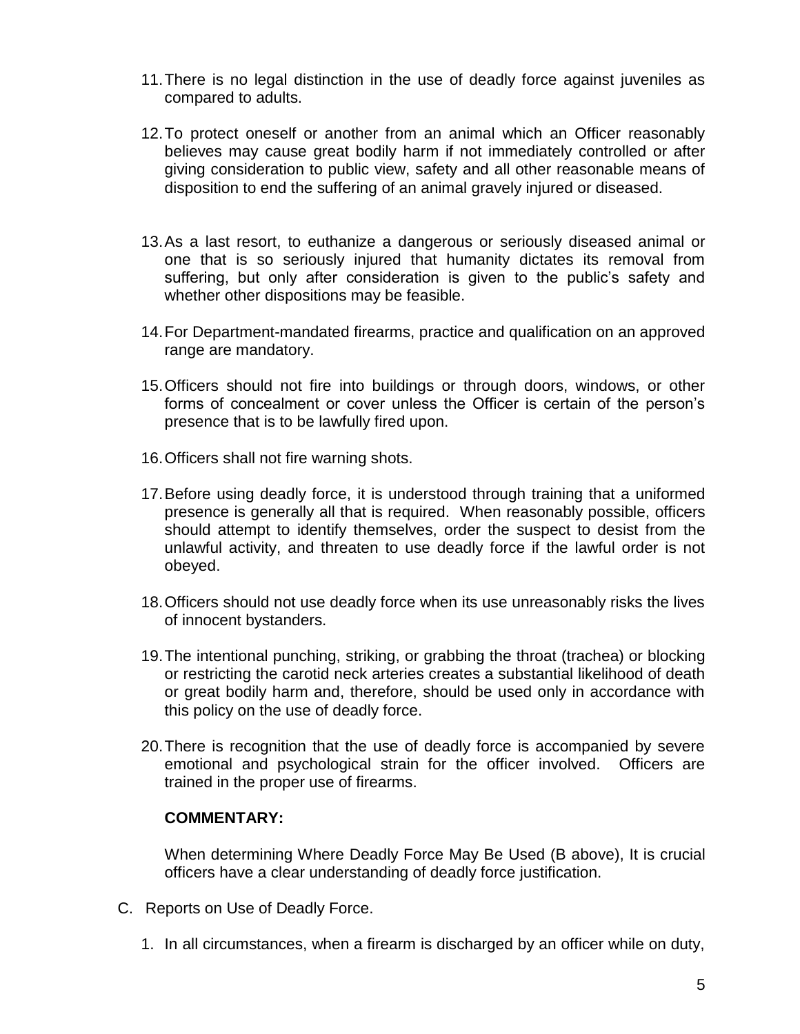11. There is no legal distinction in the use of deadly force against juveniles as compared to adults.

12. To protect oneself or another from an animal which an Officer reasonably believes may cause great bodily harm if not immediately controlled or after giving consideration to public view, safety and all other reasonable means of disposition to end the suffering of an animal gravely injured or diseased.

13. As a last resort, to euthanize a dangerous or seriously diseased animal or one that is so seriously injured that humanity dictates its removal from suffering, but only after consideration is given to the public's safety and whether other dispositions may be feasible.

14. For Department-mandated firearms, practice and qualification on an approved range are mandatory.

15. Officers should not fire into buildings or through doors, windows, or other forms of concealment or cover unless the Officer is certain of the person's presence that is to be lawfully fired upon.

16. Officers shall not fire warning shots.

17. Before using deadly force, it is understood through training that a uniformed presence is generally all that is required. When reasonably possible, officers should attempt to identify themselves, order the suspect to desist from the unlawful activity, and threaten to use deadly force if the lawful order is not obeyed.

18. Officers should not use deadly force when its use unreasonably risks the lives of innocent bystanders.

19. The intentional punching, striking, or grabbing the throat (trachea) or blocking or restricting the carotid neck arteries creates a substantial likelihood of death or great bodily harm and, therefore, should be used only in accordance with this policy on the use of deadly force.

20. There is recognition that the use of deadly force is accompanied by severe emotional and psychological strain for the officer involved. Officers are trained in the proper use of firearms.

**COMMENTARY:**

When determining Where Deadly Force May Be Used (B above), It is crucial officers have a clear understanding of deadly force justification.

C. Reports on Use of Deadly Force.

1. In all circumstances, when a firearm is discharged by an officer while on duty,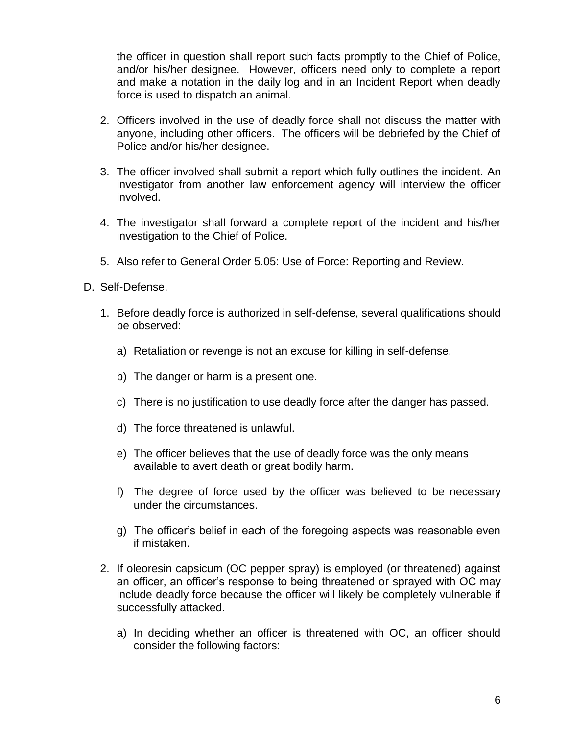the officer in question shall report such facts promptly to the Chief of Police, and/or his/her designee. However, officers need only to complete a report and make a notation in the daily log and in an Incident Report when deadly force is used to dispatch an animal.

2. Officers involved in the use of deadly force shall not discuss the matter with anyone, including other officers. The officers will be debriefed by the Chief of Police and/or his/her designee.

3. The officer involved shall submit a report which fully outlines the incident. An investigator from another law enforcement agency will interview the officer involved.

4. The investigator shall forward a complete report of the incident and his/her investigation to the Chief of Police.

5. Also refer to General Order 5.05: Use of Force: Reporting and Review.

D. Self-Defense.

1. Before deadly force is authorized in self-defense, several qualifications should be observed:

   a) Retaliation or revenge is not an excuse for killing in self-defense.

   b) The danger or harm is a present one.

   c) There is no justification to use deadly force after the danger has passed.

   d) The force threatened is unlawful.

   e) The officer believes that the use of deadly force was the only means available to avert death or great bodily harm.

   f) The degree of force used by the officer was believed to be necessary under the circumstances.

   g) The officer's belief in each of the foregoing aspects was reasonable even if mistaken.

2. If oleoresin capsicum (OC pepper spray) is employed (or threatened) against an officer, an officer's response to being threatened or sprayed with OC may include deadly force because the officer will likely be completely vulnerable if successfully attacked.

   a) In deciding whether an officer is threatened with OC, an officer should consider the following factors: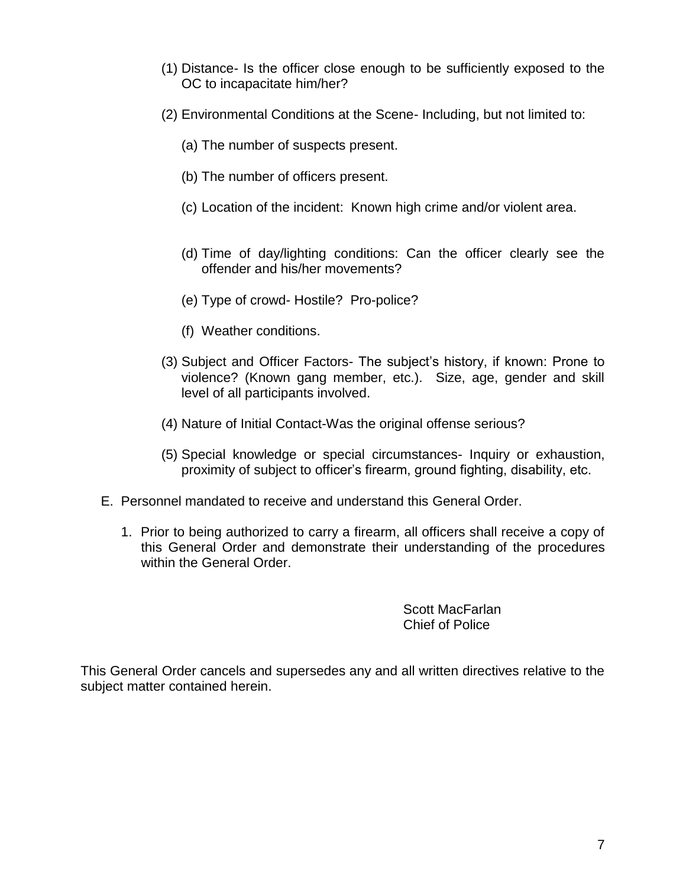(1) Distance- Is the officer close enough to be sufficiently exposed to the OC to incapacitate him/her?

(2) Environmental Conditions at the Scene- Including, but not limited to:

   (a) The number of suspects present.

   (b) The number of officers present.

   (c) Location of the incident: Known high crime and/or violent area.

   (d) Time of day/lighting conditions: Can the officer clearly see the offender and his/her movements?

   (e) Type of crowd- Hostile? Pro-police?

   (f) Weather conditions.

(3) Subject and Officer Factors- The subject's history, if known: Prone to violence? (Known gang member, etc.). Size, age, gender and skill level of all participants involved.

(4) Nature of Initial Contact-Was the original offense serious?

(5) Special knowledge or special circumstances- Inquiry or exhaustion, proximity of subject to officer's firearm, ground fighting, disability, etc.

E. Personnel mandated to receive and understand this General Order.

   1. Prior to being authorized to carry a firearm, all officers shall receive a copy of this General Order and demonstrate their understanding of the procedures within the General Order.

Scott MacFarlan
Chief of Police

This General Order cancels and supersedes any and all written directives relative to the subject matter contained herein.